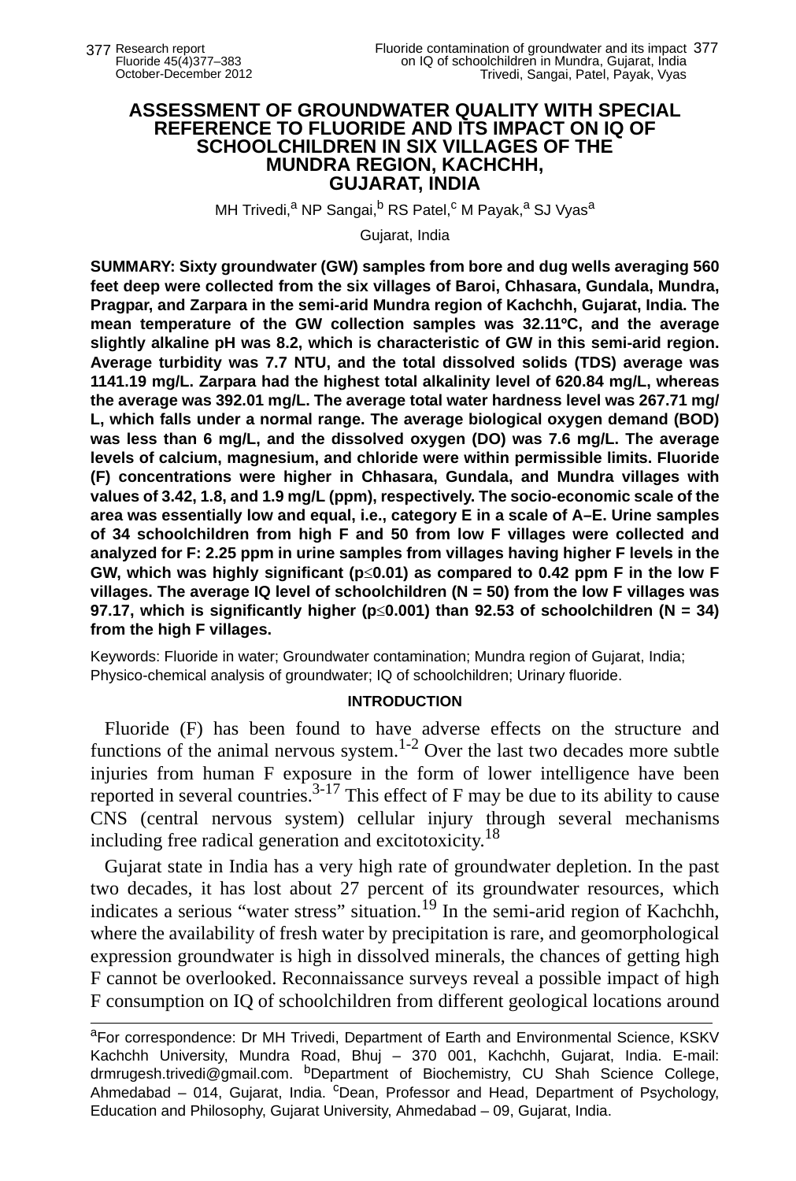# ASSESSMENT OF GROUNDWATER QUALITY WITH SPECIAL REFERENCE TO FLUORIDE AND ITS IMPACT ON IQ OF SCHOOLCHILDREN IN SIX VILLAGES OF THE MUNDRA REGION, KACHCHH, GUJARAT, INDIA

MH Trivedi,[a] NP Sangai,[b] RS Patel,[c] M Payak,[a] SJ Vyas[a]

Gujarat, India

**SUMMARY: Sixty groundwater (GW) samples from bore and dug wells averaging 560 feet deep were collected from the six villages of Baroi, Chhasara, Gundala, Mundra, Pragpar, and Zarpara in the semi-arid Mundra region of Kachchh, Gujarat, India. The mean temperature of the GW collection samples was 32.11ºC, and the average slightly alkaline pH was 8.2, which is characteristic of GW in this semi-arid region. Average turbidity was 7.7 NTU, and the total dissolved solids (TDS) average was 1141.19 mg/L. Zarpara had the highest total alkalinity level of 620.84 mg/L, whereas the average was 392.01 mg/L. The average total water hardness level was 267.71 mg/L, which falls under a normal range. The average biological oxygen demand (BOD) was less than 6 mg/L, and the dissolved oxygen (DO) was 7.6 mg/L. The average levels of calcium, magnesium, and chloride were within permissible limits. Fluoride (F) concentrations were higher in Chhasara, Gundala, and Mundra villages with values of 3.42, 1.8, and 1.9 mg/L (ppm), respectively. The socio-economic scale of the area was essentially low and equal, i.e., category E in a scale of A–E. Urine samples of 34 schoolchildren from high F and 50 from low F villages were collected and analyzed for F: 2.25 ppm in urine samples from villages having higher F levels in the GW, which was highly significant ($p \leq 0.01$) as compared to 0.42 ppm F in the low F villages. The average IQ level of schoolchildren (N = 50) from the low F villages was 97.17, which is significantly higher ($p \leq 0.001$) than 92.53 of schoolchildren (N = 34) from the high F villages.**

Keywords: Fluoride in water; Groundwater contamination; Mundra region of Gujarat, India; Physico-chemical analysis of groundwater; IQ of schoolchildren; Urinary fluoride.

## INTRODUCTION

Fluoride (F) has been found to have adverse effects on the structure and functions of the animal nervous system.[1-2] Over the last two decades more subtle injuries from human F exposure in the form of lower intelligence have been reported in several countries.[3-17] This effect of F may be due to its ability to cause CNS (central nervous system) cellular injury through several mechanisms including free radical generation and excitotoxicity.[18]

Gujarat state in India has a very high rate of groundwater depletion. In the past two decades, it has lost about 27 percent of its groundwater resources, which indicates a serious "water stress" situation.[19] In the semi-arid region of Kachchh, where the availability of fresh water by precipitation is rare, and geomorphological expression groundwater is high in dissolved minerals, the chances of getting high F cannot be overlooked. Reconnaissance surveys reveal a possible impact of high F consumption on IQ of schoolchildren from different geological locations around

---

[a]For correspondence: Dr MH Trivedi, Department of Earth and Environmental Science, KSKV Kachchh University, Mundra Road, Bhuj – 370 001, Kachchh, Gujarat, India. E-mail: drmrugesh.trivedi@gmail.com. [b]Department of Biochemistry, CU Shah Science College, Ahmedabad – 014, Gujarat, India. [c]Dean, Professor and Head, Department of Psychology, Education and Philosophy, Gujarat University, Ahmedabad – 09, Gujarat, India.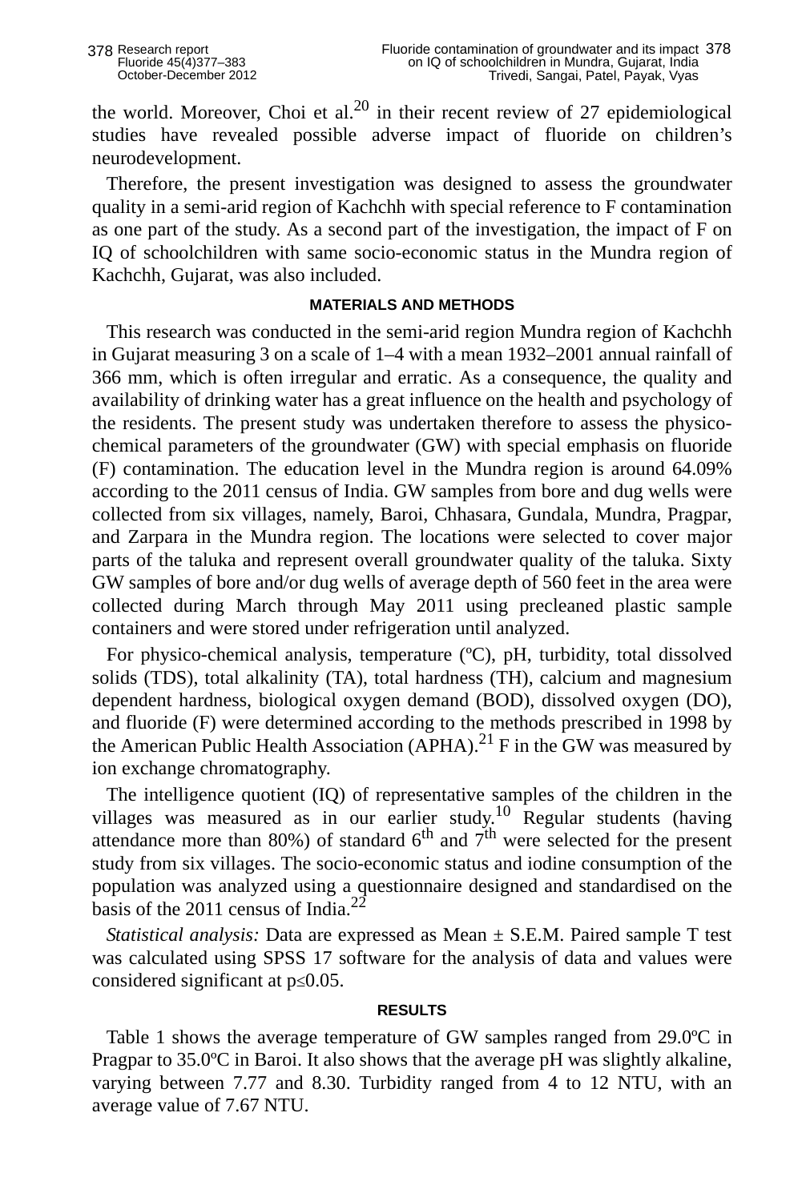the world. Moreover, Choi et al.[20] in their recent review of 27 epidemiological studies have revealed possible adverse impact of fluoride on children's neurodevelopment.

Therefore, the present investigation was designed to assess the groundwater quality in a semi-arid region of Kachchh with special reference to F contamination as one part of the study. As a second part of the investigation, the impact of F on IQ of schoolchildren with same socio-economic status in the Mundra region of Kachchh, Gujarat, was also included.

## MATERIALS AND METHODS

This research was conducted in the semi-arid region Mundra region of Kachchh in Gujarat measuring 3 on a scale of 1–4 with a mean 1932–2001 annual rainfall of 366 mm, which is often irregular and erratic. As a consequence, the quality and availability of drinking water has a great influence on the health and psychology of the residents. The present study was undertaken therefore to assess the physico-chemical parameters of the groundwater (GW) with special emphasis on fluoride (F) contamination. The education level in the Mundra region is around 64.09% according to the 2011 census of India. GW samples from bore and dug wells were collected from six villages, namely, Baroi, Chhasara, Gundala, Mundra, Pragpar, and Zarpara in the Mundra region. The locations were selected to cover major parts of the taluka and represent overall groundwater quality of the taluka. Sixty GW samples of bore and/or dug wells of average depth of 560 feet in the area were collected during March through May 2011 using precleaned plastic sample containers and were stored under refrigeration until analyzed.

For physico-chemical analysis, temperature (ºC), pH, turbidity, total dissolved solids (TDS), total alkalinity (TA), total hardness (TH), calcium and magnesium dependent hardness, biological oxygen demand (BOD), dissolved oxygen (DO), and fluoride (F) were determined according to the methods prescribed in 1998 by the American Public Health Association (APHA).[21] F in the GW was measured by ion exchange chromatography.

The intelligence quotient (IQ) of representative samples of the children in the villages was measured as in our earlier study.[10] Regular students (having attendance more than 80%) of standard 6$^{th}$ and 7$^{th}$ were selected for the present study from six villages. The socio-economic status and iodine consumption of the population was analyzed using a questionnaire designed and standardised on the basis of the 2011 census of India.[22]

*Statistical analysis:* Data are expressed as Mean ± S.E.M. Paired sample T test was calculated using SPSS 17 software for the analysis of data and values were considered significant at $p \leq 0.05$.

## RESULTS

Table 1 shows the average temperature of GW samples ranged from 29.0ºC in Pragpar to 35.0ºC in Baroi. It also shows that the average pH was slightly alkaline, varying between 7.77 and 8.30. Turbidity ranged from 4 to 12 NTU, with an average value of 7.67 NTU.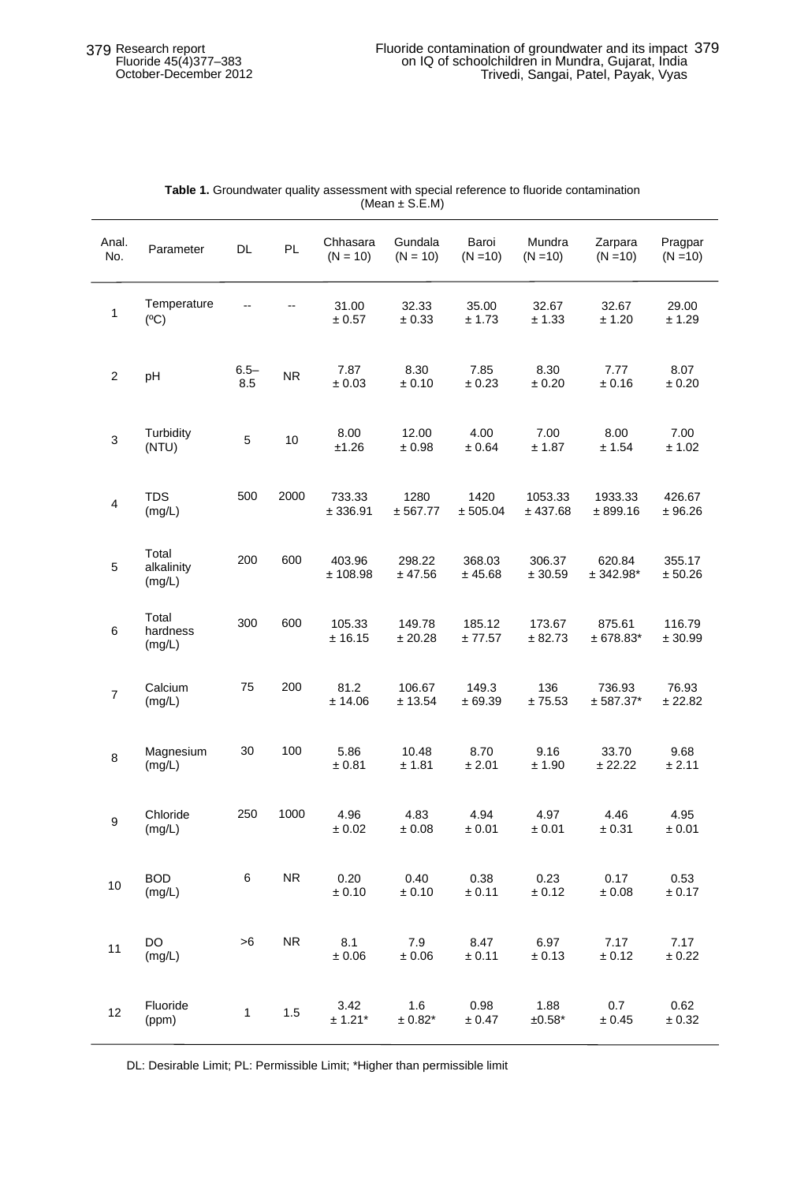**Table 1.** Groundwater quality assessment with special reference to fluoride contamination (Mean ± S.E.M)

| Anal. No. | Parameter | DL | PL | Chhasara (N = 10) | Gundala (N = 10) | Baroi (N =10) | Mundra (N =10) | Zarpara (N =10) | Pragpar (N =10) |
|---|---|---|---|---|---|---|---|---|---|
| 1 | Temperature (ºC) | -- | -- | 31.00 ± 0.57 | 32.33 ± 0.33 | 35.00 ± 1.73 | 32.67 ± 1.33 | 32.67 ± 1.20 | 29.00 ± 1.29 |
| 2 | pH | 6.5–8.5 | NR | 7.87 ± 0.03 | 8.30 ± 0.10 | 7.85 ± 0.23 | 8.30 ± 0.20 | 7.77 ± 0.16 | 8.07 ± 0.20 |
| 3 | Turbidity (NTU) | 5 | 10 | 8.00 ±1.26 | 12.00 ± 0.98 | 4.00 ± 0.64 | 7.00 ± 1.87 | 8.00 ± 1.54 | 7.00 ± 1.02 |
| 4 | TDS (mg/L) | 500 | 2000 | 733.33 ± 336.91 | 1280 ± 567.77 | 1420 ± 505.04 | 1053.33 ± 437.68 | 1933.33 ± 899.16 | 426.67 ± 96.26 |
| 5 | Total alkalinity (mg/L) | 200 | 600 | 403.96 ± 108.98 | 298.22 ± 47.56 | 368.03 ± 45.68 | 306.37 ± 30.59 | 620.84 ± 342.98* | 355.17 ± 50.26 |
| 6 | Total hardness (mg/L) | 300 | 600 | 105.33 ± 16.15 | 149.78 ± 20.28 | 185.12 ± 77.57 | 173.67 ± 82.73 | 875.61 ± 678.83* | 116.79 ± 30.99 |
| 7 | Calcium (mg/L) | 75 | 200 | 81.2 ± 14.06 | 106.67 ± 13.54 | 149.3 ± 69.39 | 136 ± 75.53 | 736.93 ± 587.37* | 76.93 ± 22.82 |
| 8 | Magnesium (mg/L) | 30 | 100 | 5.86 ± 0.81 | 10.48 ± 1.81 | 8.70 ± 2.01 | 9.16 ± 1.90 | 33.70 ± 22.22 | 9.68 ± 2.11 |
| 9 | Chloride (mg/L) | 250 | 1000 | 4.96 ± 0.02 | 4.83 ± 0.08 | 4.94 ± 0.01 | 4.97 ± 0.01 | 4.46 ± 0.31 | 4.95 ± 0.01 |
| 10 | BOD (mg/L) | 6 | NR | 0.20 ± 0.10 | 0.40 ± 0.10 | 0.38 ± 0.11 | 0.23 ± 0.12 | 0.17 ± 0.08 | 0.53 ± 0.17 |
| 11 | DO (mg/L) | >6 | NR | 8.1 ± 0.06 | 7.9 ± 0.06 | 8.47 ± 0.11 | 6.97 ± 0.13 | 7.17 ± 0.12 | 7.17 ± 0.22 |
| 12 | Fluoride (ppm) | 1 | 1.5 | 3.42 ± 1.21* | 1.6 ± 0.82* | 0.98 ± 0.47 | 1.88 ±0.58* | 0.7 ± 0.45 | 0.62 ± 0.32 |

DL: Desirable Limit; PL: Permissible Limit; *Higher than permissible limit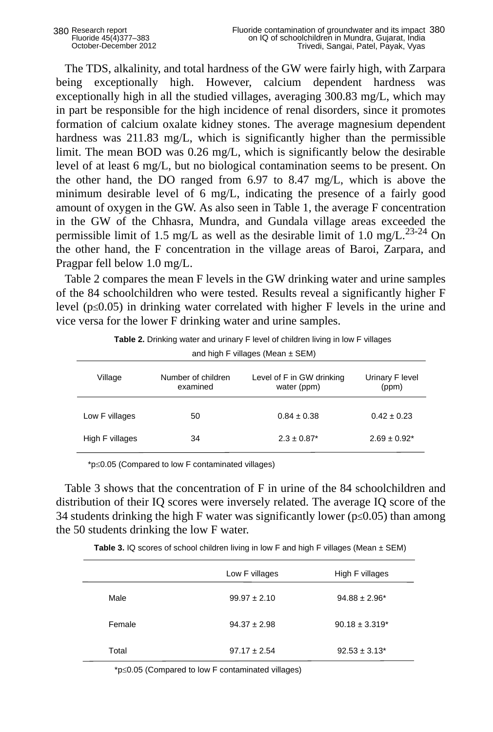The TDS, alkalinity, and total hardness of the GW were fairly high, with Zarpara being exceptionally high. However, calcium dependent hardness was exceptionally high in all the studied villages, averaging 300.83 mg/L, which may in part be responsible for the high incidence of renal disorders, since it promotes formation of calcium oxalate kidney stones. The average magnesium dependent hardness was 211.83 mg/L, which is significantly higher than the permissible limit. The mean BOD was 0.26 mg/L, which is significantly below the desirable level of at least 6 mg/L, but no biological contamination seems to be present. On the other hand, the DO ranged from 6.97 to 8.47 mg/L, which is above the minimum desirable level of 6 mg/L, indicating the presence of a fairly good amount of oxygen in the GW. As also seen in Table 1, the average F concentration in the GW of the Chhasra, Mundra, and Gundala village areas exceeded the permissible limit of 1.5 mg/L as well as the desirable limit of 1.0 mg/L.[23-24] On the other hand, the F concentration in the village areas of Baroi, Zarpara, and Pragpar fell below 1.0 mg/L.

Table 2 compares the mean F levels in the GW drinking water and urine samples of the 84 schoolchildren who were tested. Results reveal a significantly higher F level ($p \leq 0.05$) in drinking water correlated with higher F levels in the urine and vice versa for the lower F drinking water and urine samples.

**Table 2.** Drinking water and urinary F level of children living in low F villages and high F villages (Mean ± SEM)

| Village | Number of children examined | Level of F in GW drinking water (ppm) | Urinary F level (ppm) |
|---|---|---|---|
| Low F villages | 50 | 0.84 ± 0.38 | 0.42 ± 0.23 |
| High F villages | 34 | 2.3 ± 0.87* | 2.69 ± 0.92* |

*$p \leq 0.05$ (Compared to low F contaminated villages)

Table 3 shows that the concentration of F in urine of the 84 schoolchildren and distribution of their IQ scores were inversely related. The average IQ score of the 34 students drinking the high F water was significantly lower ($p \leq 0.05$) than among the 50 students drinking the low F water.

**Table 3.** IQ scores of school children living in low F and high F villages (Mean ± SEM)

| | Low F villages | High F villages |
|---|---|---|
| Male | 99.97 ± 2.10 | 94.88 ± 2.96* |
| Female | 94.37 ± 2.98 | 90.18 ± 3.319* |
| Total | 97.17 ± 2.54 | 92.53 ± 3.13* |

*$p \leq 0.05$ (Compared to low F contaminated villages)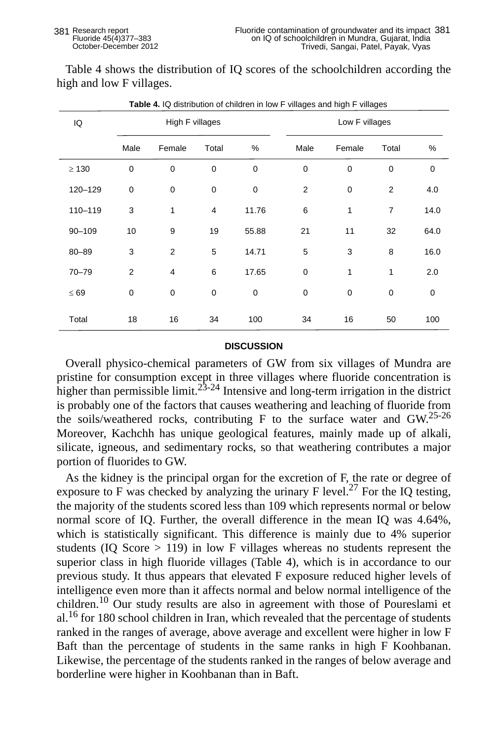Table 4 shows the distribution of IQ scores of the schoolchildren according the high and low F villages.

**Table 4.** IQ distribution of children in low F villages and high F villages

| IQ | High F villages | | | | Low F villages | | | |
|---|---|---|---|---|---|---|---|---|
| | Male | Female | Total | % | Male | Female | Total | % |
| ≥ 130 | 0 | 0 | 0 | 0 | 0 | 0 | 0 | 0 |
| 120–129 | 0 | 0 | 0 | 0 | 2 | 0 | 2 | 4.0 |
| 110–119 | 3 | 1 | 4 | 11.76 | 6 | 1 | 7 | 14.0 |
| 90–109 | 10 | 9 | 19 | 55.88 | 21 | 11 | 32 | 64.0 |
| 80–89 | 3 | 2 | 5 | 14.71 | 5 | 3 | 8 | 16.0 |
| 70–79 | 2 | 4 | 6 | 17.65 | 0 | 1 | 1 | 2.0 |
| ≤ 69 | 0 | 0 | 0 | 0 | 0 | 0 | 0 | 0 |
| Total | 18 | 16 | 34 | 100 | 34 | 16 | 50 | 100 |

## DISCUSSION

Overall physico-chemical parameters of GW from six villages of Mundra are pristine for consumption except in three villages where fluoride concentration is higher than permissible limit.[23-24] Intensive and long-term irrigation in the district is probably one of the factors that causes weathering and leaching of fluoride from the soils/weathered rocks, contributing F to the surface water and GW.[25-26] Moreover, Kachchh has unique geological features, mainly made up of alkali, silicate, igneous, and sedimentary rocks, so that weathering contributes a major portion of fluorides to GW.

As the kidney is the principal organ for the excretion of F, the rate or degree of exposure to F was checked by analyzing the urinary F level.[27] For the IQ testing, the majority of the students scored less than 109 which represents normal or below normal score of IQ. Further, the overall difference in the mean IQ was 4.64%, which is statistically significant. This difference is mainly due to 4% superior students (IQ Score > 119) in low F villages whereas no students represent the superior class in high fluoride villages (Table 4), which is in accordance to our previous study. It thus appears that elevated F exposure reduced higher levels of intelligence even more than it affects normal and below normal intelligence of the children.[10] Our study results are also in agreement with those of Poureslami et al.[16] for 180 school children in Iran, which revealed that the percentage of students ranked in the ranges of average, above average and excellent were higher in low F Baft than the percentage of students in the same ranks in high F Koohbanan. Likewise, the percentage of the students ranked in the ranges of below average and borderline were higher in Koohbanan than in Baft.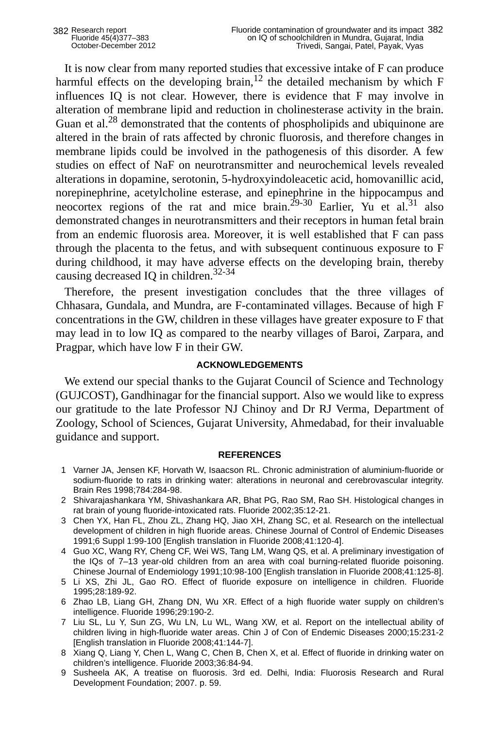It is now clear from many reported studies that excessive intake of F can produce harmful effects on the developing brain,[12] the detailed mechanism by which F influences IQ is not clear. However, there is evidence that F may involve in alteration of membrane lipid and reduction in cholinesterase activity in the brain. Guan et al.[28] demonstrated that the contents of phospholipids and ubiquinone are altered in the brain of rats affected by chronic fluorosis, and therefore changes in membrane lipids could be involved in the pathogenesis of this disorder. A few studies on effect of NaF on neurotransmitter and neurochemical levels revealed alterations in dopamine, serotonin, 5-hydroxyindoleacetic acid, homovanillic acid, norepinephrine, acetylcholine esterase, and epinephrine in the hippocampus and neocortex regions of the rat and mice brain.[29-30] Earlier, Yu et al.[31] also demonstrated changes in neurotransmitters and their receptors in human fetal brain from an endemic fluorosis area. Moreover, it is well established that F can pass through the placenta to the fetus, and with subsequent continuous exposure to F during childhood, it may have adverse effects on the developing brain, thereby causing decreased IQ in children.[32-34]

Therefore, the present investigation concludes that the three villages of Chhasara, Gundala, and Mundra, are F-contaminated villages. Because of high F concentrations in the GW, children in these villages have greater exposure to F that may lead in to low IQ as compared to the nearby villages of Baroi, Zarpara, and Pragpar, which have low F in their GW.

## ACKNOWLEDGEMENTS

We extend our special thanks to the Gujarat Council of Science and Technology (GUJCOST), Gandhinagar for the financial support. Also we would like to express our gratitude to the late Professor NJ Chinoy and Dr RJ Verma, Department of Zoology, School of Sciences, Gujarat University, Ahmedabad, for their invaluable guidance and support.

## REFERENCES

1. Varner JA, Jensen KF, Horvath W, Isaacson RL. Chronic administration of aluminium-fluoride or sodium-fluoride to rats in drinking water: alterations in neuronal and cerebrovascular integrity. Brain Res 1998;784:284-98.
2. Shivarajashankara YM, Shivashankara AR, Bhat PG, Rao SM, Rao SH. Histological changes in rat brain of young fluoride-intoxicated rats. Fluoride 2002;35:12-21.
3. Chen YX, Han FL, Zhou ZL, Zhang HQ, Jiao XH, Zhang SC, et al. Research on the intellectual development of children in high fluoride areas. Chinese Journal of Control of Endemic Diseases 1991;6 Suppl 1:99-100 [English translation in Fluoride 2008;41:120-4].
4. Guo XC, Wang RY, Cheng CF, Wei WS, Tang LM, Wang QS, et al. A preliminary investigation of the IQs of 7–13 year-old children from an area with coal burning-related fluoride poisoning. Chinese Journal of Endemiology 1991;10:98-100 [English translation in Fluoride 2008;41:125-8].
5. Li XS, Zhi JL, Gao RO. Effect of fluoride exposure on intelligence in children. Fluoride 1995;28:189-92.
6. Zhao LB, Liang GH, Zhang DN, Wu XR. Effect of a high fluoride water supply on children's intelligence. Fluoride 1996;29:190-2.
7. Liu SL, Lu Y, Sun ZG, Wu LN, Lu WL, Wang XW, et al. Report on the intellectual ability of children living in high-fluoride water areas. Chin J of Con of Endemic Diseases 2000;15:231-2 [English translation in Fluoride 2008;41:144-7].
8. Xiang Q, Liang Y, Chen L, Wang C, Chen B, Chen X, et al. Effect of fluoride in drinking water on children's intelligence. Fluoride 2003;36:84-94.
9. Susheela AK, A treatise on fluorosis. 3rd ed. Delhi, India: Fluorosis Research and Rural Development Foundation; 2007. p. 59.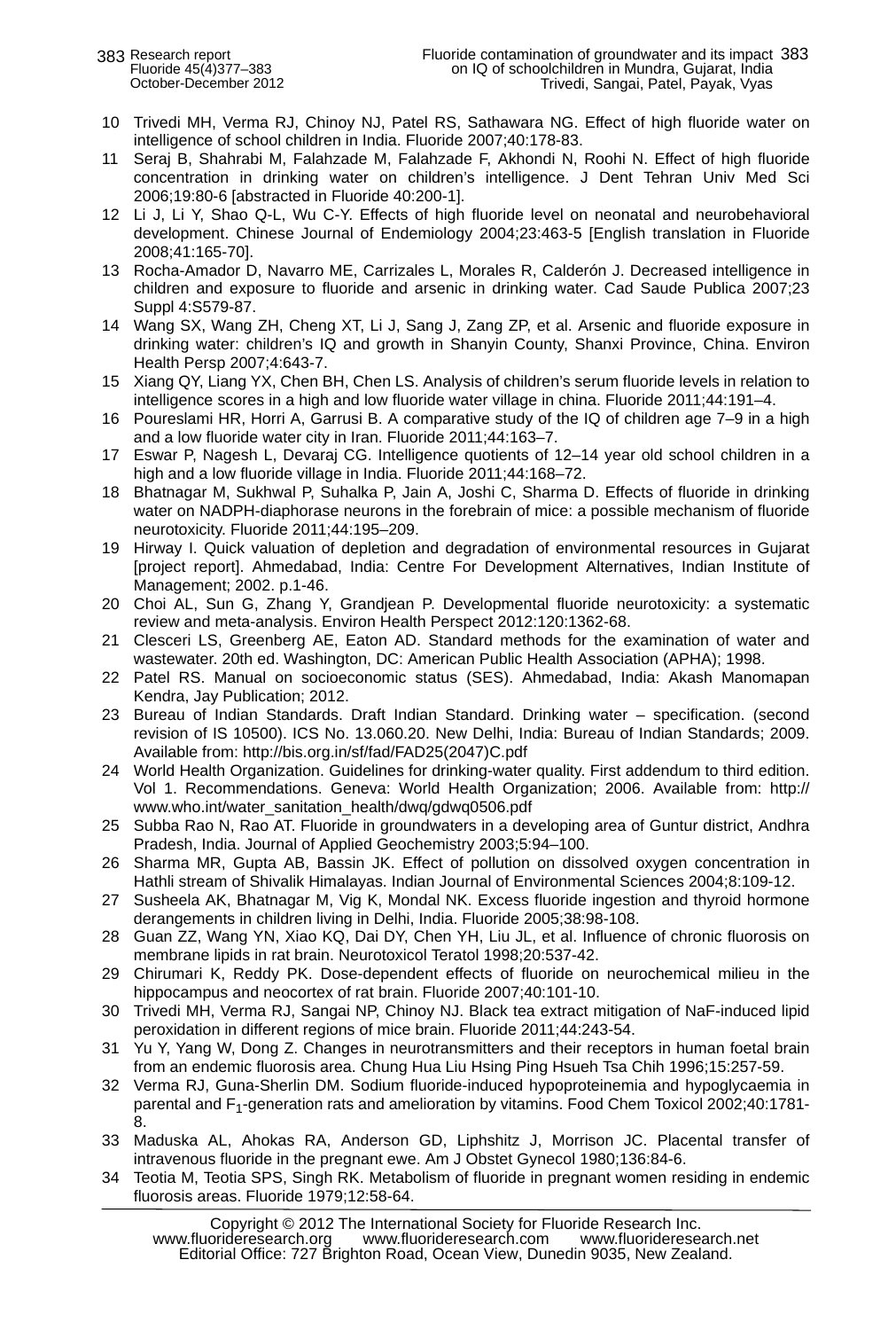10 Trivedi MH, Verma RJ, Chinoy NJ, Patel RS, Sathawara NG. Effect of high fluoride water on intelligence of school children in India. Fluoride 2007;40:178-83.

11 Seraj B, Shahrabi M, Falahzade M, Falahzade F, Akhondi N, Roohi N. Effect of high fluoride concentration in drinking water on children's intelligence. J Dent Tehran Univ Med Sci 2006;19:80-6 [abstracted in Fluoride 40:200-1].

12 Li J, Li Y, Shao Q-L, Wu C-Y. Effects of high fluoride level on neonatal and neurobehavioral development. Chinese Journal of Endemiology 2004;23:463-5 [English translation in Fluoride 2008;41:165-70].

13 Rocha-Amador D, Navarro ME, Carrizales L, Morales R, Calderón J. Decreased intelligence in children and exposure to fluoride and arsenic in drinking water. Cad Saude Publica 2007;23 Suppl 4:S579-87.

14 Wang SX, Wang ZH, Cheng XT, Li J, Sang J, Zang ZP, et al. Arsenic and fluoride exposure in drinking water: children's IQ and growth in Shanyin County, Shanxi Province, China. Environ Health Persp 2007;4:643-7.

15 Xiang QY, Liang YX, Chen BH, Chen LS. Analysis of children's serum fluoride levels in relation to intelligence scores in a high and low fluoride water village in china. Fluoride 2011;44:191–4.

16 Poureslami HR, Horri A, Garrusi B. A comparative study of the IQ of children age 7–9 in a high and a low fluoride water city in Iran. Fluoride 2011;44:163–7.

17 Eswar P, Nagesh L, Devaraj CG. Intelligence quotients of 12–14 year old school children in a high and a low fluoride village in India. Fluoride 2011;44:168–72.

18 Bhatnagar M, Sukhwal P, Suhalka P, Jain A, Joshi C, Sharma D. Effects of fluoride in drinking water on NADPH-diaphorase neurons in the forebrain of mice: a possible mechanism of fluoride neurotoxicity. Fluoride 2011;44:195–209.

19 Hirway I. Quick valuation of depletion and degradation of environmental resources in Gujarat [project report]. Ahmedabad, India: Centre For Development Alternatives, Indian Institute of Management; 2002. p.1-46.

20 Choi AL, Sun G, Zhang Y, Grandjean P. Developmental fluoride neurotoxicity: a systematic review and meta-analysis. Environ Health Perspect 2012:120:1362-68.

21 Clesceri LS, Greenberg AE, Eaton AD. Standard methods for the examination of water and wastewater. 20th ed. Washington, DC: American Public Health Association (APHA); 1998.

22 Patel RS. Manual on socioeconomic status (SES). Ahmedabad, India: Akash Manomapan Kendra, Jay Publication; 2012.

23 Bureau of Indian Standards. Draft Indian Standard. Drinking water – specification. (second revision of IS 10500). ICS No. 13.060.20. New Delhi, India: Bureau of Indian Standards; 2009. Available from: http://bis.org.in/sf/fad/FAD25(2047)C.pdf

24 World Health Organization. Guidelines for drinking-water quality. First addendum to third edition. Vol 1. Recommendations. Geneva: World Health Organization; 2006. Available from: http://www.who.int/water_sanitation_health/dwq/gdwq0506.pdf

25 Subba Rao N, Rao AT. Fluoride in groundwaters in a developing area of Guntur district, Andhra Pradesh, India. Journal of Applied Geochemistry 2003;5:94–100.

26 Sharma MR, Gupta AB, Bassin JK. Effect of pollution on dissolved oxygen concentration in Hathli stream of Shivalik Himalayas. Indian Journal of Environmental Sciences 2004;8:109-12.

27 Susheela AK, Bhatnagar M, Vig K, Mondal NK. Excess fluoride ingestion and thyroid hormone derangements in children living in Delhi, India. Fluoride 2005;38:98-108.

28 Guan ZZ, Wang YN, Xiao KQ, Dai DY, Chen YH, Liu JL, et al. Influence of chronic fluorosis on membrane lipids in rat brain. Neurotoxicol Teratol 1998;20:537-42.

29 Chirumari K, Reddy PK. Dose-dependent effects of fluoride on neurochemical milieu in the hippocampus and neocortex of rat brain. Fluoride 2007;40:101-10.

30 Trivedi MH, Verma RJ, Sangai NP, Chinoy NJ. Black tea extract mitigation of NaF-induced lipid peroxidation in different regions of mice brain. Fluoride 2011;44:243-54.

31 Yu Y, Yang W, Dong Z. Changes in neurotransmitters and their receptors in human foetal brain from an endemic fluorosis area. Chung Hua Liu Hsing Ping Hsueh Tsa Chih 1996;15:257-59.

32 Verma RJ, Guna-Sherlin DM. Sodium fluoride-induced hypoproteinemia and hypoglycaemia in parental and $F_1$-generation rats and amelioration by vitamins. Food Chem Toxicol 2002;40:1781-8.

33 Maduska AL, Ahokas RA, Anderson GD, Liphshitz J, Morrison JC. Placental transfer of intravenous fluoride in the pregnant ewe. Am J Obstet Gynecol 1980;136:84-6.

34 Teotia M, Teotia SPS, Singh RK. Metabolism of fluoride in pregnant women residing in endemic fluorosis areas. Fluoride 1979;12:58-64.